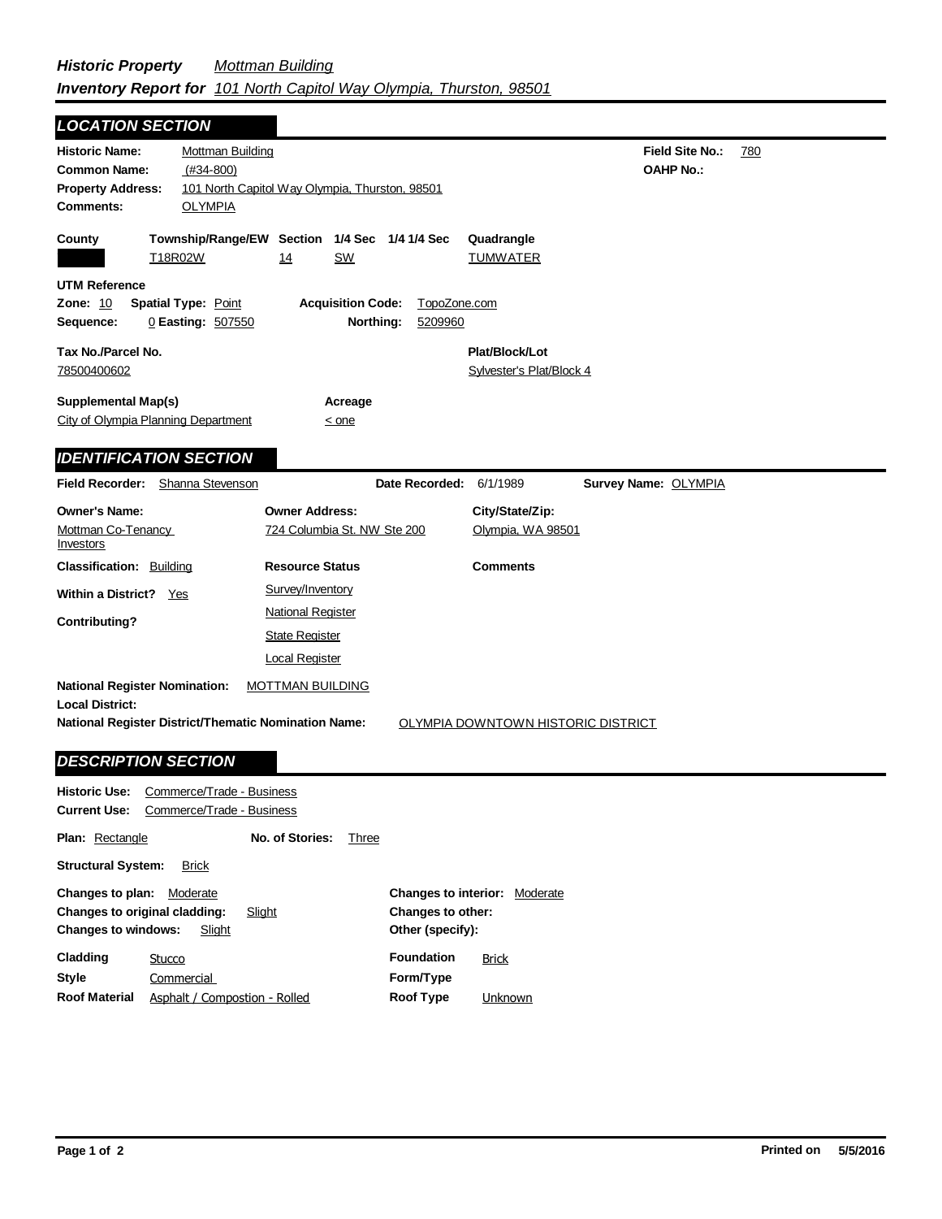## *Historic Property Inventory Report for* *Mottman Building* *101 North Capitol Way Olympia, Thurston, 98501*

## LOCATION SECTION

**Historic Name:** Mottman Building
**Common Name:** (#34-800)
**Property Address:** 101 North Capitol Way Olympia, Thurston, 98501
**Comments:** OLYMPIA

**Field Site No.:** 780
**OAHP No.:**

| County | Township/Range/EW | Section | 1/4 Sec | 1/4 1/4 Sec | Quadrangle |
|---|---|---|---|---|---|
| | T18R02W | 14 | SW | | TUMWATER |

**UTM Reference**
**Zone:** 10 **Spatial Type:** Point **Acquisition Code:** TopoZone.com
**Sequence:** 0 **Easting:** 507550 **Northing:** 5209960

**Tax No./Parcel No.**
78500400602

**Plat/Block/Lot**
Sylvester's Plat/Block 4

**Supplemental Map(s)**
City of Olympia Planning Department

**Acreage**
< one

## IDENTIFICATION SECTION

**Field Recorder:** Shanna Stevenson **Date Recorded:** 6/1/1989 **Survey Name:** OLYMPIA

| Owner's Name: | Owner Address: | City/State/Zip: |
|---|---|---|
| Mottman Co-Tenancy Investors | 724 Columbia St. NW Ste 200 | Olympia, WA 98501 |

**Classification:** Building

**Within a District?** Yes

**Contributing?**

**Resource Status**
Survey/Inventory
National Register
State Register
Local Register

**Comments**

**National Register Nomination:** MOTTMAN BUILDING
**Local District:**
**National Register District/Thematic Nomination Name:** OLYMPIA DOWNTOWN HISTORIC DISTRICT

## DESCRIPTION SECTION

**Historic Use:** Commerce/Trade - Business
**Current Use:** Commerce/Trade - Business

**Plan:** Rectangle **No. of Stories:** Three

**Structural System:** Brick

**Changes to plan:** Moderate
**Changes to original cladding:** Slight
**Changes to windows:** Slight

**Changes to interior:** Moderate
**Changes to other:**
**Other (specify):**

**Cladding** Stucco
**Style** Commercial
**Roof Material** Asphalt / Compostion - Rolled

**Foundation** Brick
**Form/Type**
**Roof Type** Unknown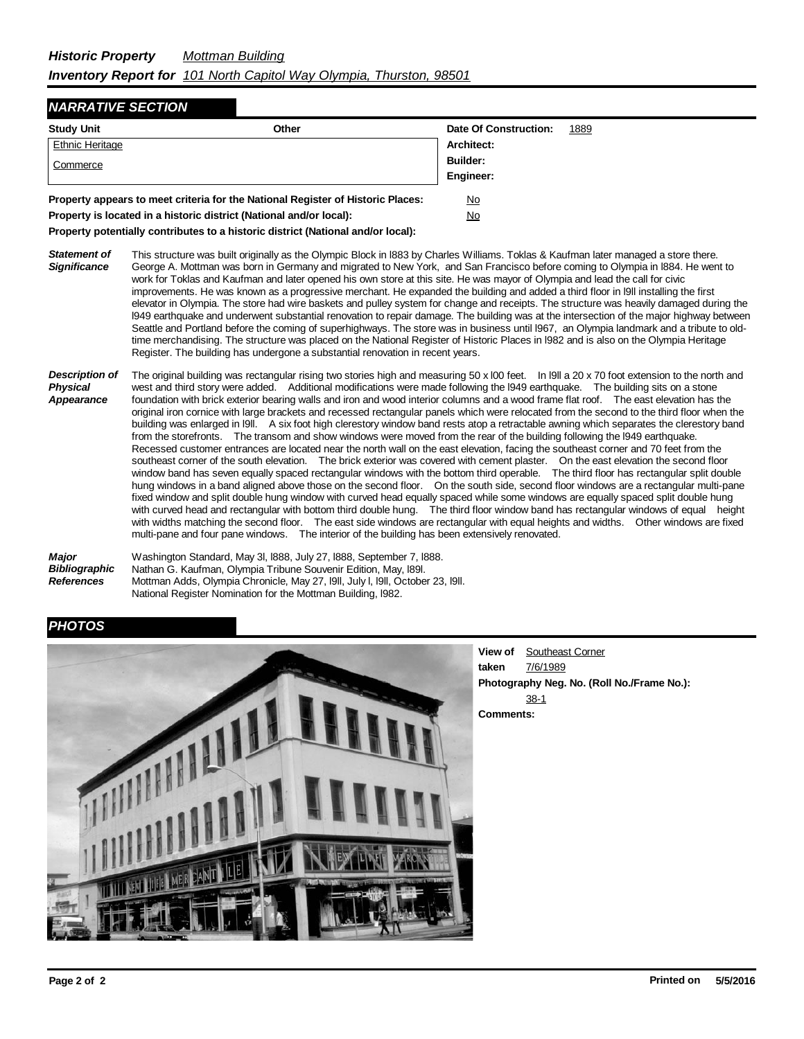## *Historic Property* *Mottman Building*
## *Inventory Report for* *101 North Capitol Way Olympia, Thurston, 98501*

### *NARRATIVE SECTION*

| Study Unit | Other | Date Of Construction: | 1889 |
|---|---|---|---|
| Ethnic Heritage | | Architect: | |
| Commerce | | Builder: | |
| | | Engineer: | |

**Property appears to meet criteria for the National Register of Historic Places:** No

**Property is located in a historic district (National and/or local):** No

**Property potentially contributes to a historic district (National and/or local):**

***Statement of Significance***

This structure was built originally as the Olympic Block in l883 by Charles Williams. Toklas & Kaufman later managed a store there. George A. Mottman was born in Germany and migrated to New York, and San Francisco before coming to Olympia in l884. He went to work for Toklas and Kaufman and later opened his own store at this site. He was mayor of Olympia and lead the call for civic improvements. He was known as a progressive merchant. He expanded the building and added a third floor in l9ll installing the first elevator in Olympia. The store had wire baskets and pulley system for change and receipts. The structure was heavily damaged during the l949 earthquake and underwent substantial renovation to repair damage. The building was at the intersection of the major highway between Seattle and Portland before the coming of superhighways. The store was in business until l967, an Olympia landmark and a tribute to old-time merchandising. The structure was placed on the National Register of Historic Places in l982 and is also on the Olympia Heritage Register. The building has undergone a substantial renovation in recent years.

***Description of Physical Appearance***

The original building was rectangular rising two stories high and measuring 50 x l00 feet. In l9ll a 20 x 70 foot extension to the north and west and third story were added. Additional modifications were made following the l949 earthquake. The building sits on a stone foundation with brick exterior bearing walls and iron and wood interior columns and a wood frame flat roof. The east elevation has the original iron cornice with large brackets and recessed rectangular panels which were relocated from the second to the third floor when the building was enlarged in l9ll. A six foot high clerestory window band rests atop a retractable awning which separates the clerestory band from the storefronts. The transom and show windows were moved from the rear of the building following the l949 earthquake. Recessed customer entrances are located near the north wall on the east elevation, facing the southeast corner and 70 feet from the southeast corner of the south elevation. The brick exterior was covered with cement plaster. On the east elevation the second floor window band has seven equally spaced rectangular windows with the bottom third operable. The third floor has rectangular split double hung windows in a band aligned above those on the second floor. On the south side, second floor windows are a rectangular multi-pane fixed window and split double hung window with curved head equally spaced while some windows are equally spaced split double hung with curved head and rectangular with bottom third double hung. The third floor window band has rectangular windows of equal height with widths matching the second floor. The east side windows are rectangular with equal heights and widths. Other windows are fixed multi-pane and four pane windows. The interior of the building has been extensively renovated.

***Major Bibliographic References***

Washington Standard, May 3l, l888, July 27, l888, September 7, l888.
Nathan G. Kaufman, Olympia Tribune Souvenir Edition, May, l89l.
Mottman Adds, Olympia Chronicle, May 27, l9ll, July l, l9ll, October 23, l9ll.
National Register Nomination for the Mottman Building, l982.

### *PHOTOS*

**View of** Southeast Corner
**taken** 7/6/1989
**Photography Neg. No. (Roll No./Frame No.):** 38-1
**Comments:**